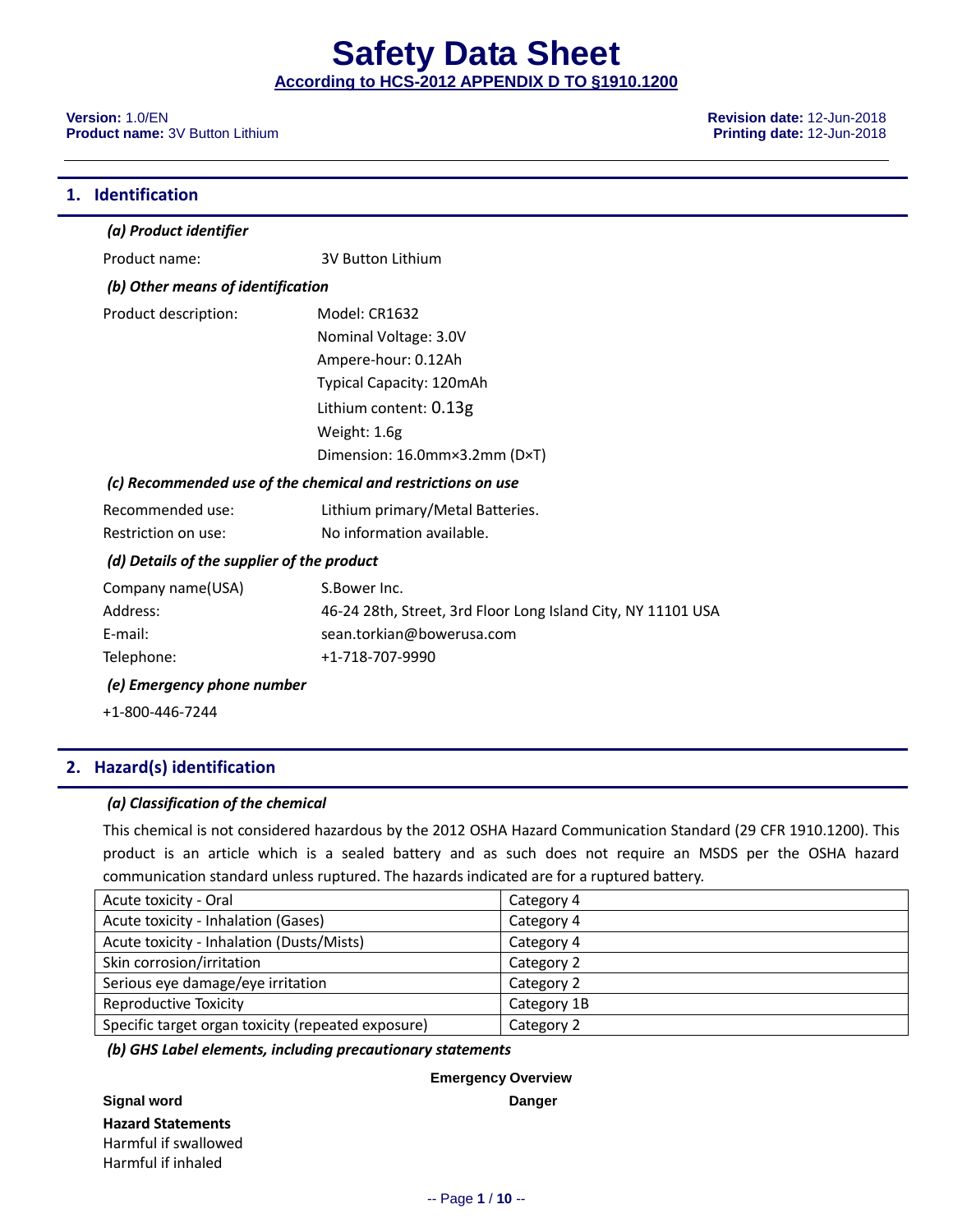# Safety Data Sheet

**According to HCS-2012 APPENDIX D TO §1910.1200**

**Version:** 1.0/EN
**Product name:** 3V Button Lithium

**Revision date:** 12-Jun-2018
**Printing date:** 12-Jun-2018

## 1. Identification

***(a) Product identifier***

Product name: 3V Button Lithium

***(b) Other means of identification***

Product description:
Model: CR1632
Nominal Voltage: 3.0V
Ampere-hour: 0.12Ah
Typical Capacity: 120mAh
Lithium content: 0.13g
Weight: 1.6g
Dimension: 16.0mm×3.2mm (D×T)

***(c) Recommended use of the chemical and restrictions on use***

Recommended use: Lithium primary/Metal Batteries.
Restriction on use: No information available.

***(d) Details of the supplier of the product***

Company name(USA): S.Bower Inc.
Address: 46-24 28th, Street, 3rd Floor Long Island City, NY 11101 USA
E-mail: sean.torkian@bowerusa.com
Telephone: +1-718-707-9990

***(e) Emergency phone number***

+1-800-446-7244

## 2. Hazard(s) identification

***(a) Classification of the chemical***

This chemical is not considered hazardous by the 2012 OSHA Hazard Communication Standard (29 CFR 1910.1200). This product is an article which is a sealed battery and as such does not require an MSDS per the OSHA hazard communication standard unless ruptured. The hazards indicated are for a ruptured battery.

| | |
|---|---|
| Acute toxicity - Oral | Category 4 |
| Acute toxicity - Inhalation (Gases) | Category 4 |
| Acute toxicity - Inhalation (Dusts/Mists) | Category 4 |
| Skin corrosion/irritation | Category 2 |
| Serious eye damage/eye irritation | Category 2 |
| Reproductive Toxicity | Category 1B |
| Specific target organ toxicity (repeated exposure) | Category 2 |

***(b) GHS Label elements, including precautionary statements***

**Emergency Overview**

**Signal word** **Danger**

**Hazard Statements**
Harmful if swallowed
Harmful if inhaled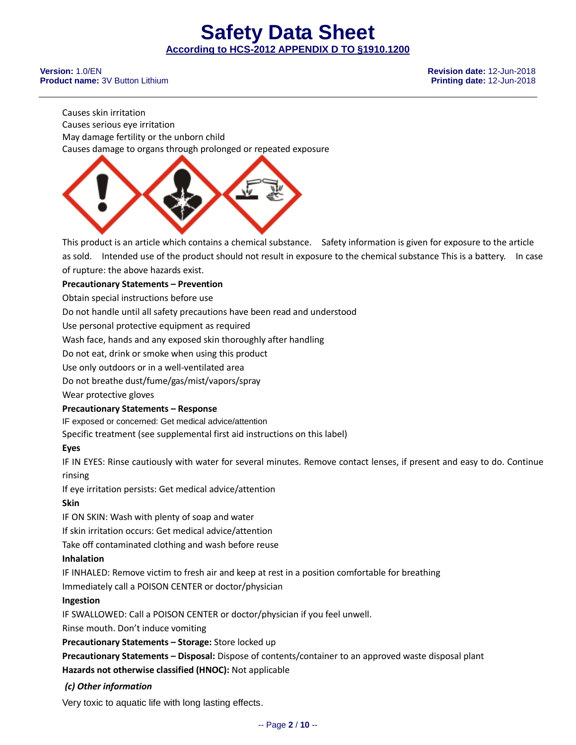Causes skin irritation

Causes serious eye irritation

May damage fertility or the unborn child

Causes damage to organs through prolonged or repeated exposure

This product is an article which contains a chemical substance. Safety information is given for exposure to the article as sold. Intended use of the product should not result in exposure to the chemical substance This is a battery. In case of rupture: the above hazards exist.

**Precautionary Statements – Prevention**

Obtain special instructions before use

Do not handle until all safety precautions have been read and understood

Use personal protective equipment as required

Wash face, hands and any exposed skin thoroughly after handling

Do not eat, drink or smoke when using this product

Use only outdoors or in a well-ventilated area

Do not breathe dust/fume/gas/mist/vapors/spray

Wear protective gloves

**Precautionary Statements – Response**

IF exposed or concerned: Get medical advice/attention

Specific treatment (see supplemental first aid instructions on this label)

**Eyes**

IF IN EYES: Rinse cautiously with water for several minutes. Remove contact lenses, if present and easy to do. Continue rinsing

If eye irritation persists: Get medical advice/attention

**Skin**

IF ON SKIN: Wash with plenty of soap and water

If skin irritation occurs: Get medical advice/attention

Take off contaminated clothing and wash before reuse

**Inhalation**

IF INHALED: Remove victim to fresh air and keep at rest in a position comfortable for breathing

Immediately call a POISON CENTER or doctor/physician

**Ingestion**

IF SWALLOWED: Call a POISON CENTER or doctor/physician if you feel unwell.

Rinse mouth. Don't induce vomiting

**Precautionary Statements – Storage:** Store locked up

**Precautionary Statements – Disposal:** Dispose of contents/container to an approved waste disposal plant

**Hazards not otherwise classified (HNOC):** Not applicable

***(c) Other information***

Very toxic to aquatic life with long lasting effects.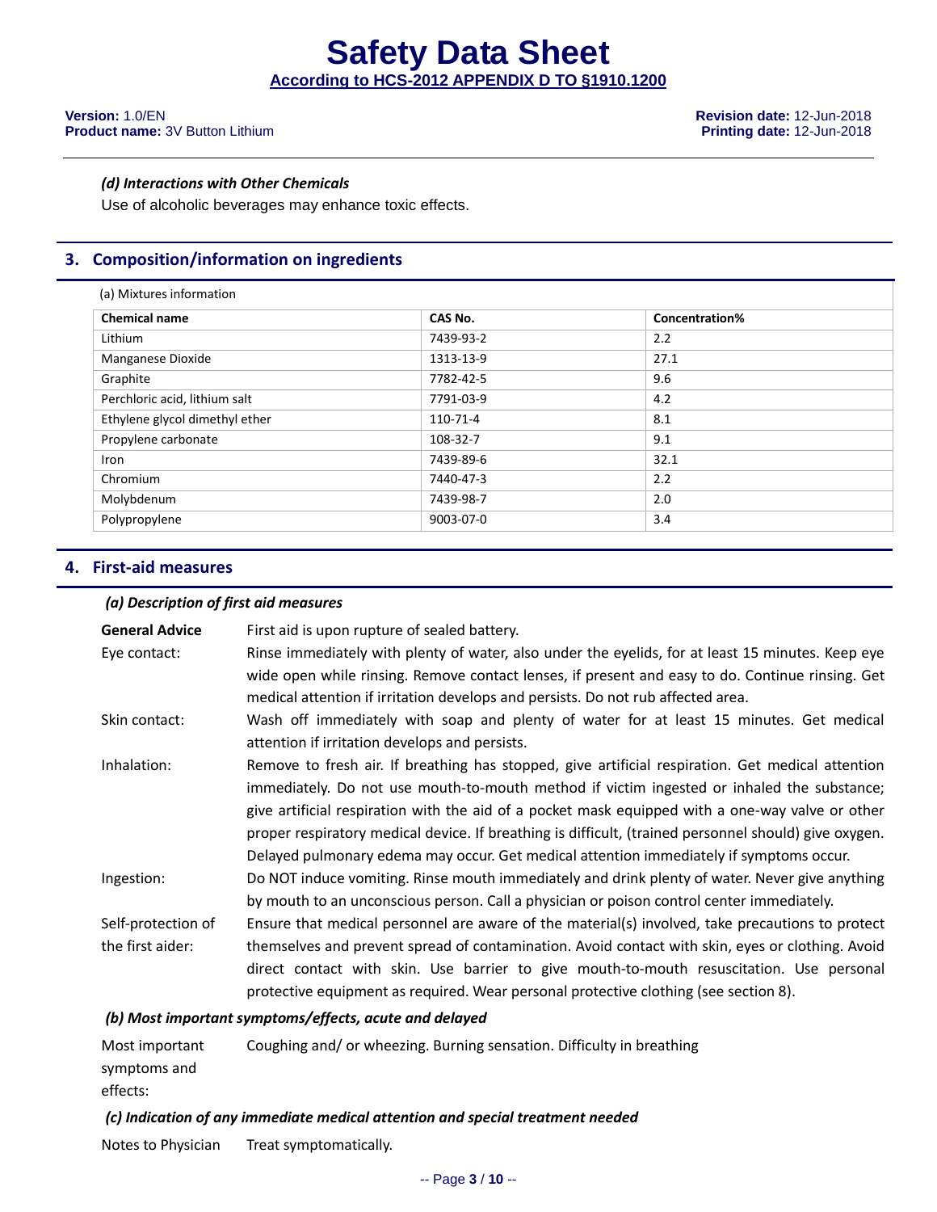### *(d) Interactions with Other Chemicals*

Use of alcoholic beverages may enhance toxic effects.

## 3. Composition/information on ingredients

(a) Mixtures information

| Chemical name | CAS No. | Concentration% |
|---|---|---|
| Lithium | 7439-93-2 | 2.2 |
| Manganese Dioxide | 1313-13-9 | 27.1 |
| Graphite | 7782-42-5 | 9.6 |
| Perchloric acid, lithium salt | 7791-03-9 | 4.2 |
| Ethylene glycol dimethyl ether | 110-71-4 | 8.1 |
| Propylene carbonate | 108-32-7 | 9.1 |
| Iron | 7439-89-6 | 32.1 |
| Chromium | 7440-47-3 | 2.2 |
| Molybdenum | 7439-98-7 | 2.0 |
| Polypropylene | 9003-07-0 | 3.4 |

## 4. First-aid measures

### *(a) Description of first aid measures*

**General Advice** First aid is upon rupture of sealed battery.

Eye contact: Rinse immediately with plenty of water, also under the eyelids, for at least 15 minutes. Keep eye wide open while rinsing. Remove contact lenses, if present and easy to do. Continue rinsing. Get medical attention if irritation develops and persists. Do not rub affected area.

Skin contact: Wash off immediately with soap and plenty of water for at least 15 minutes. Get medical attention if irritation develops and persists.

Inhalation: Remove to fresh air. If breathing has stopped, give artificial respiration. Get medical attention immediately. Do not use mouth-to-mouth method if victim ingested or inhaled the substance; give artificial respiration with the aid of a pocket mask equipped with a one-way valve or other proper respiratory medical device. If breathing is difficult, (trained personnel should) give oxygen. Delayed pulmonary edema may occur. Get medical attention immediately if symptoms occur.

Ingestion: Do NOT induce vomiting. Rinse mouth immediately and drink plenty of water. Never give anything by mouth to an unconscious person. Call a physician or poison control center immediately.

Self-protection of the first aider: Ensure that medical personnel are aware of the material(s) involved, take precautions to protect themselves and prevent spread of contamination. Avoid contact with skin, eyes or clothing. Avoid direct contact with skin. Use barrier to give mouth-to-mouth resuscitation. Use personal protective equipment as required. Wear personal protective clothing (see section 8).

### *(b) Most important symptoms/effects, acute and delayed*

Most important symptoms and effects: Coughing and/ or wheezing. Burning sensation. Difficulty in breathing

### *(c) Indication of any immediate medical attention and special treatment needed*

Notes to Physician Treat symptomatically.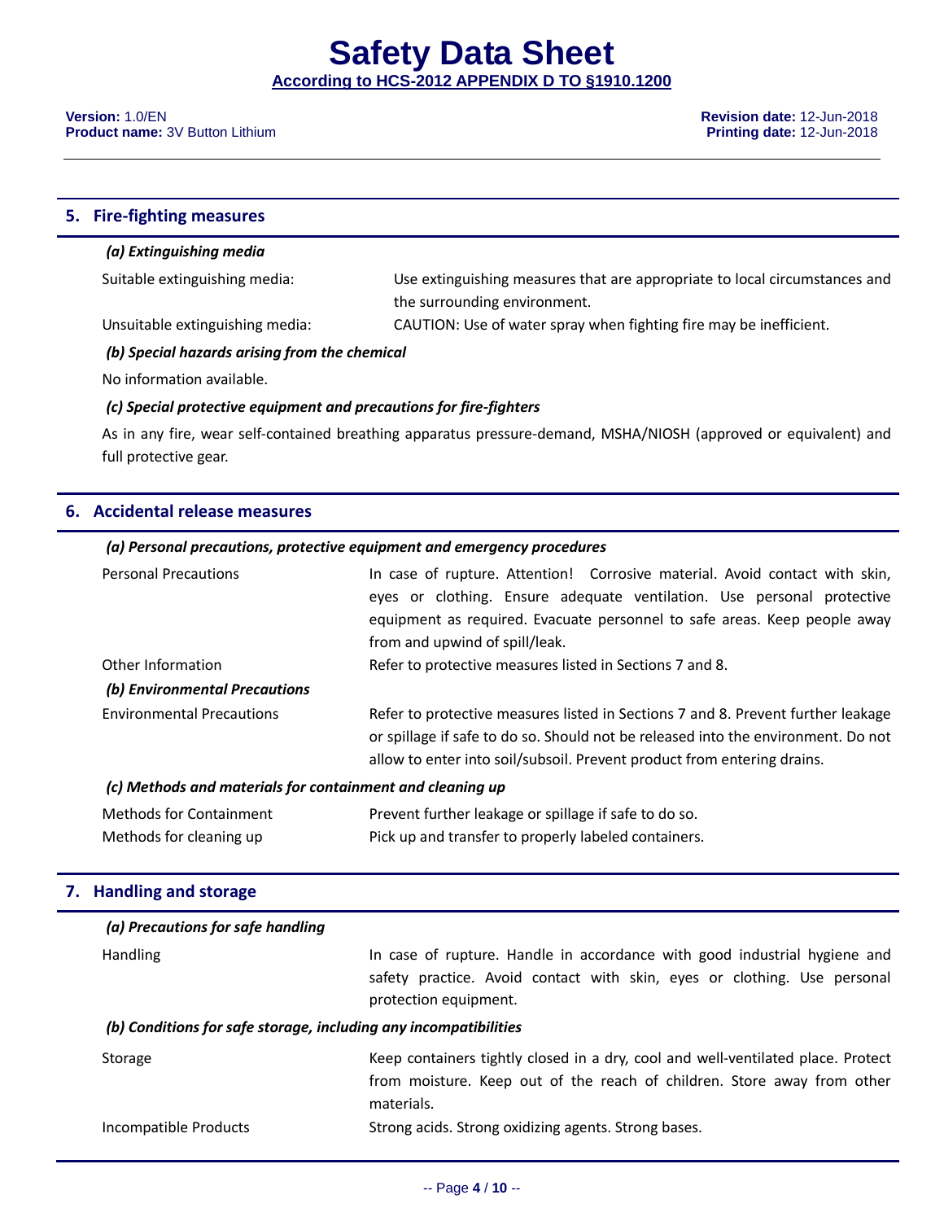## 5. Fire-fighting measures

### *(a) Extinguishing media*

| | |
|---|---|
| Suitable extinguishing media: | Use extinguishing measures that are appropriate to local circumstances and the surrounding environment. |
| Unsuitable extinguishing media: | CAUTION: Use of water spray when fighting fire may be inefficient. |

### *(b) Special hazards arising from the chemical*

No information available.

### *(c) Special protective equipment and precautions for fire-fighters*

As in any fire, wear self-contained breathing apparatus pressure-demand, MSHA/NIOSH (approved or equivalent) and full protective gear.

## 6. Accidental release measures

### *(a) Personal precautions, protective equipment and emergency procedures*

| | |
|---|---|
| Personal Precautions | In case of rupture. Attention! Corrosive material. Avoid contact with skin, eyes or clothing. Ensure adequate ventilation. Use personal protective equipment as required. Evacuate personnel to safe areas. Keep people away from and upwind of spill/leak. |
| Other Information | Refer to protective measures listed in Sections 7 and 8. |

### *(b) Environmental Precautions*

| | |
|---|---|
| Environmental Precautions | Refer to protective measures listed in Sections 7 and 8. Prevent further leakage or spillage if safe to do so. Should not be released into the environment. Do not allow to enter into soil/subsoil. Prevent product from entering drains. |

### *(c) Methods and materials for containment and cleaning up*

| | |
|---|---|
| Methods for Containment | Prevent further leakage or spillage if safe to do so. |
| Methods for cleaning up | Pick up and transfer to properly labeled containers. |

## 7. Handling and storage

### *(a) Precautions for safe handling*

| | |
|---|---|
| Handling | In case of rupture. Handle in accordance with good industrial hygiene and safety practice. Avoid contact with skin, eyes or clothing. Use personal protection equipment. |

### *(b) Conditions for safe storage, including any incompatibilities*

| | |
|---|---|
| Storage | Keep containers tightly closed in a dry, cool and well-ventilated place. Protect from moisture. Keep out of the reach of children. Store away from other materials. |
| Incompatible Products | Strong acids. Strong oxidizing agents. Strong bases. |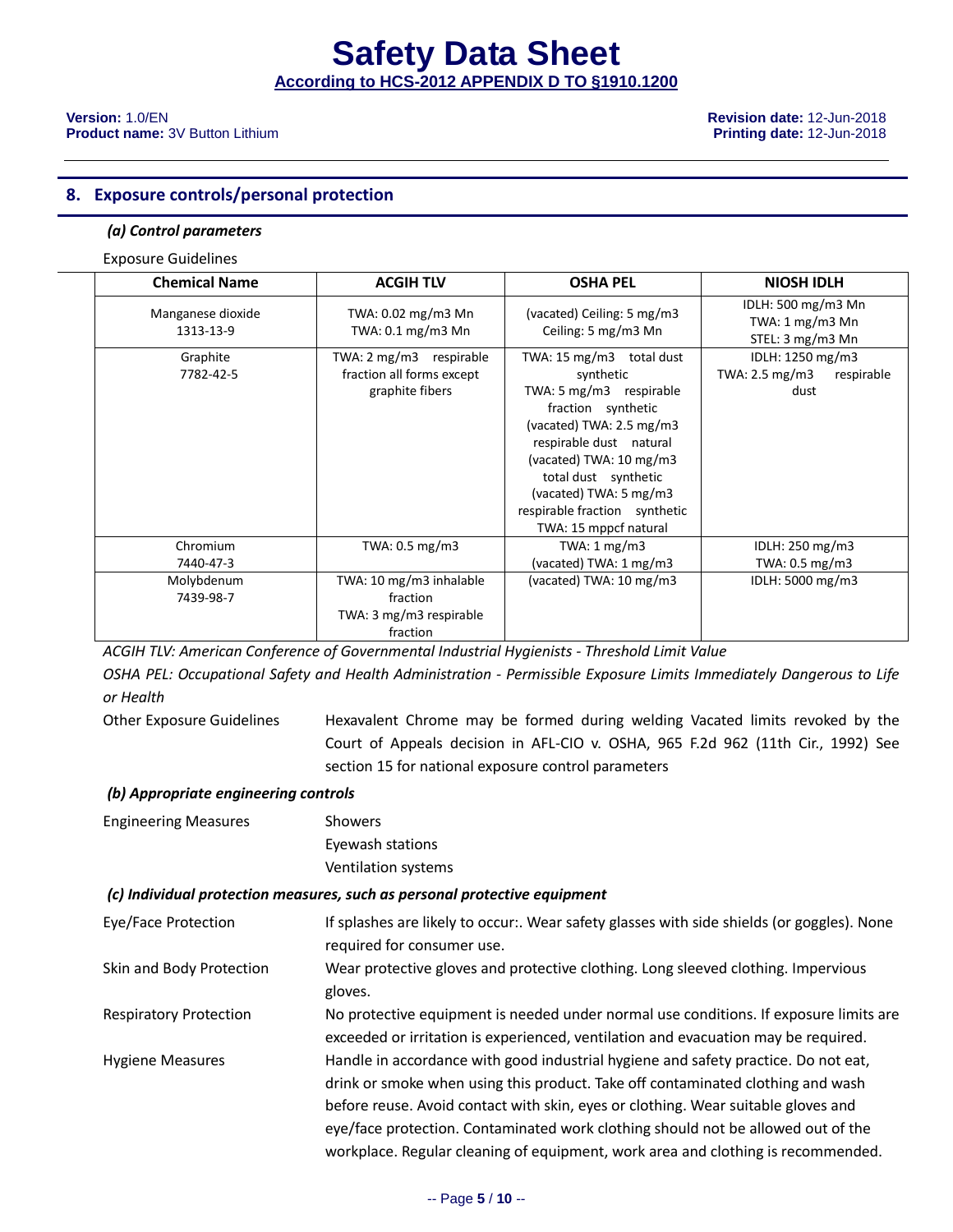## 8. Exposure controls/personal protection

### *(a) Control parameters*

Exposure Guidelines

| Chemical Name | ACGIH TLV | OSHA PEL | NIOSH IDLH |
|---|---|---|---|
| Manganese dioxide<br>1313-13-9 | TWA: 0.02 mg/m3 Mn<br>TWA: 0.1 mg/m3 Mn | (vacated) Ceiling: 5 mg/m3<br>Ceiling: 5 mg/m3 Mn | IDLH: 500 mg/m3 Mn<br>TWA: 1 mg/m3 Mn<br>STEL: 3 mg/m3 Mn |
| Graphite<br>7782-42-5 | TWA: 2 mg/m3 respirable fraction all forms except graphite fibers | TWA: 15 mg/m3 total dust synthetic<br>TWA: 5 mg/m3 respirable fraction synthetic<br>(vacated) TWA: 2.5 mg/m3 respirable dust natural<br>(vacated) TWA: 10 mg/m3 total dust synthetic<br>(vacated) TWA: 5 mg/m3 respirable fraction synthetic<br>TWA: 15 mppcf natural | IDLH: 1250 mg/m3<br>TWA: 2.5 mg/m3 respirable dust |
| Chromium<br>7440-47-3 | TWA: 0.5 mg/m3 | TWA: 1 mg/m3<br>(vacated) TWA: 1 mg/m3 | IDLH: 250 mg/m3<br>TWA: 0.5 mg/m3 |
| Molybdenum<br>7439-98-7 | TWA: 10 mg/m3 inhalable fraction<br>TWA: 3 mg/m3 respirable fraction | (vacated) TWA: 10 mg/m3 | IDLH: 5000 mg/m3 |

*ACGIH TLV: American Conference of Governmental Industrial Hygienists - Threshold Limit Value*

*OSHA PEL: Occupational Safety and Health Administration - Permissible Exposure Limits Immediately Dangerous to Life or Health*

Other Exposure Guidelines: Hexavalent Chrome may be formed during welding Vacated limits revoked by the Court of Appeals decision in AFL-CIO v. OSHA, 965 F.2d 962 (11th Cir., 1992) See section 15 for national exposure control parameters

### *(b) Appropriate engineering controls*

Engineering Measures:
- Showers
- Eyewash stations
- Ventilation systems

### *(c) Individual protection measures, such as personal protective equipment*

Eye/Face Protection: If splashes are likely to occur:. Wear safety glasses with side shields (or goggles). None required for consumer use.

Skin and Body Protection: Wear protective gloves and protective clothing. Long sleeved clothing. Impervious gloves.

Respiratory Protection: No protective equipment is needed under normal use conditions. If exposure limits are exceeded or irritation is experienced, ventilation and evacuation may be required.

Hygiene Measures: Handle in accordance with good industrial hygiene and safety practice. Do not eat, drink or smoke when using this product. Take off contaminated clothing and wash before reuse. Avoid contact with skin, eyes or clothing. Wear suitable gloves and eye/face protection. Contaminated work clothing should not be allowed out of the workplace. Regular cleaning of equipment, work area and clothing is recommended.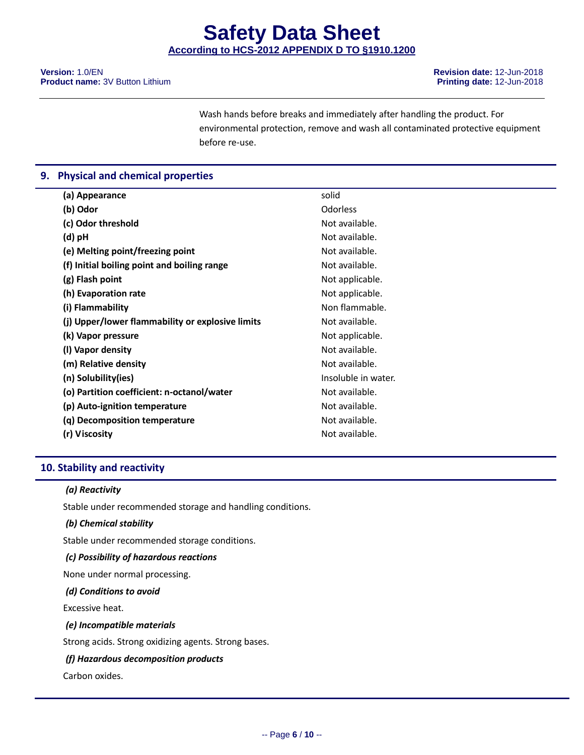Wash hands before breaks and immediately after handling the product. For environmental protection, remove and wash all contaminated protective equipment before re-use.

## 9. Physical and chemical properties

| | |
|---|---|
| **(a) Appearance** | solid |
| **(b) Odor** | Odorless |
| **(c) Odor threshold** | Not available. |
| **(d) pH** | Not available. |
| **(e) Melting point/freezing point** | Not available. |
| **(f) Initial boiling point and boiling range** | Not available. |
| **(g) Flash point** | Not applicable. |
| **(h) Evaporation rate** | Not applicable. |
| **(i) Flammability** | Non flammable. |
| **(j) Upper/lower flammability or explosive limits** | Not available. |
| **(k) Vapor pressure** | Not applicable. |
| **(l) Vapor density** | Not available. |
| **(m) Relative density** | Not available. |
| **(n) Solubility(ies)** | Insoluble in water. |
| **(o) Partition coefficient: n-octanol/water** | Not available. |
| **(p) Auto-ignition temperature** | Not available. |
| **(q) Decomposition temperature** | Not available. |
| **(r) Viscosity** | Not available. |

## 10. Stability and reactivity

***(a) Reactivity***

Stable under recommended storage and handling conditions.

***(b) Chemical stability***

Stable under recommended storage conditions.

***(c) Possibility of hazardous reactions***

None under normal processing.

***(d) Conditions to avoid***

Excessive heat.

***(e) Incompatible materials***

Strong acids. Strong oxidizing agents. Strong bases.

***(f) Hazardous decomposition products***

Carbon oxides.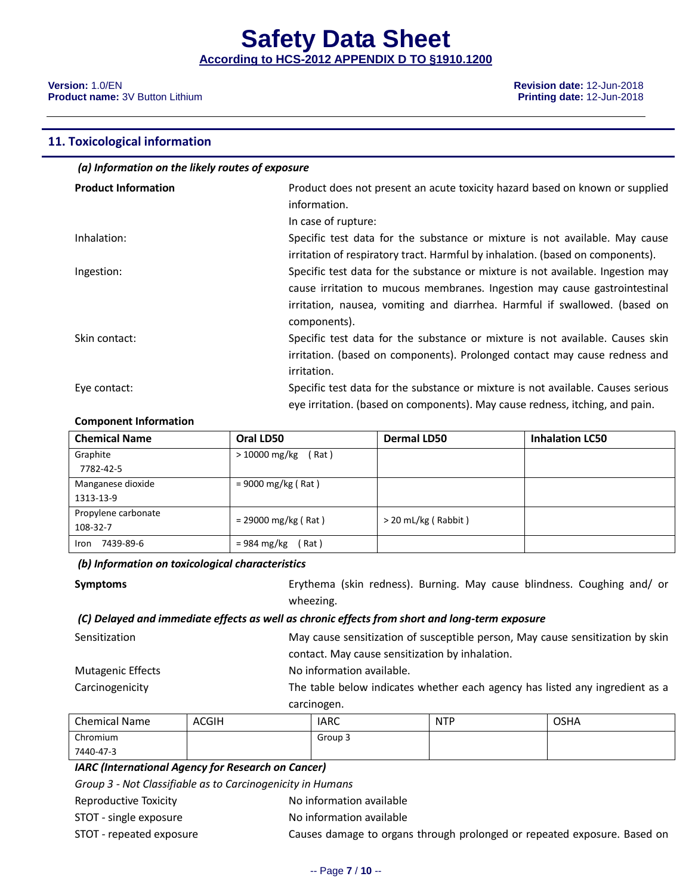## 11. Toxicological information

*(a) Information on the likely routes of exposure*

**Product Information**
Product does not present an acute toxicity hazard based on known or supplied information.
In case of rupture:

Inhalation:
Specific test data for the substance or mixture is not available. May cause irritation of respiratory tract. Harmful by inhalation. (based on components).

Ingestion:
Specific test data for the substance or mixture is not available. Ingestion may cause irritation to mucous membranes. Ingestion may cause gastrointestinal irritation, nausea, vomiting and diarrhea. Harmful if swallowed. (based on components).

Skin contact:
Specific test data for the substance or mixture is not available. Causes skin irritation. (based on components). Prolonged contact may cause redness and irritation.

Eye contact:
Specific test data for the substance or mixture is not available. Causes serious eye irritation. (based on components). May cause redness, itching, and pain.

**Component Information**

| Chemical Name | Oral LD50 | Dermal LD50 | Inhalation LC50 |
|---|---|---|---|
| Graphite 7782-42-5 | > 10000 mg/kg ( Rat ) | | |
| Manganese dioxide 1313-13-9 | = 9000 mg/kg ( Rat ) | | |
| Propylene carbonate 108-32-7 | = 29000 mg/kg ( Rat ) | > 20 mL/kg ( Rabbit ) | |
| Iron 7439-89-6 | = 984 mg/kg ( Rat ) | | |

*(b) Information on toxicological characteristics*

**Symptoms**
Erythema (skin redness). Burning. May cause blindness. Coughing and/ or wheezing.

*(C) Delayed and immediate effects as well as chronic effects from short and long-term exposure*

Sensitization
May cause sensitization of susceptible person, May cause sensitization by skin contact. May cause sensitization by inhalation.

Mutagenic Effects
No information available.

Carcinogenicity
The table below indicates whether each agency has listed any ingredient as a carcinogen.

| Chemical Name | ACGIH | IARC | NTP | OSHA |
|---|---|---|---|---|
| Chromium 7440-47-3 | | Group 3 | | |

*IARC (International Agency for Research on Cancer)*

*Group 3 - Not Classifiable as to Carcinogenicity in Humans*

Reproductive Toxicity
No information available

STOT - single exposure
No information available

STOT - repeated exposure
Causes damage to organs through prolonged or repeated exposure. Based on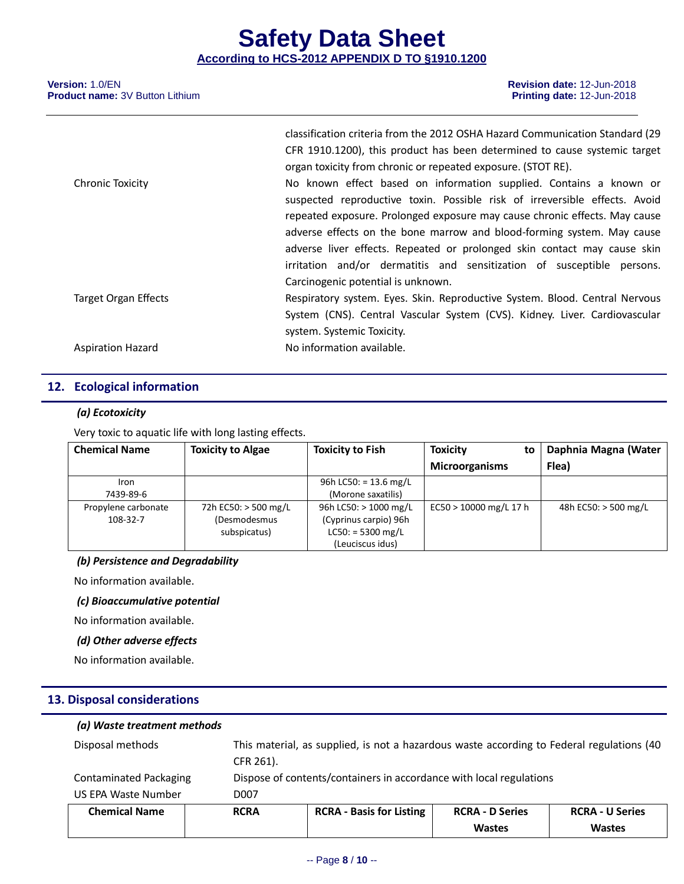| | |
|---|---|
| | classification criteria from the 2012 OSHA Hazard Communication Standard (29 CFR 1910.1200), this product has been determined to cause systemic target organ toxicity from chronic or repeated exposure. (STOT RE). |
| Chronic Toxicity | No known effect based on information supplied. Contains a known or suspected reproductive toxin. Possible risk of irreversible effects. Avoid repeated exposure. Prolonged exposure may cause chronic effects. May cause adverse effects on the bone marrow and blood-forming system. May cause adverse liver effects. Repeated or prolonged skin contact may cause skin irritation and/or dermatitis and sensitization of susceptible persons. Carcinogenic potential is unknown. |
| Target Organ Effects | Respiratory system. Eyes. Skin. Reproductive System. Blood. Central Nervous System (CNS). Central Vascular System (CVS). Kidney. Liver. Cardiovascular system. Systemic Toxicity. |
| Aspiration Hazard | No information available. |

## 12. Ecological information

### *(a) Ecotoxicity*

Very toxic to aquatic life with long lasting effects.

| Chemical Name | Toxicity to Algae | Toxicity to Fish | Toxicity to Microorganisms | Daphnia Magna (Water Flea) |
|---|---|---|---|---|
| Iron<br>7439-89-6 | | 96h LC50: = 13.6 mg/L<br>(Morone saxatilis) | | |
| Propylene carbonate<br>108-32-7 | 72h EC50: > 500 mg/L<br>(Desmodesmus subspicatus) | 96h LC50: > 1000 mg/L<br>(Cyprinus carpio) 96h<br>LC50: = 5300 mg/L<br>(Leuciscus idus) | EC50 > 10000 mg/L 17 h | 48h EC50: > 500 mg/L |

### *(b) Persistence and Degradability*

No information available.

### *(c) Bioaccumulative potential*

No information available.

### *(d) Other adverse effects*

No information available.

## 13. Disposal considerations

### *(a) Waste treatment methods*

| | |
|---|---|
| Disposal methods | This material, as supplied, is not a hazardous waste according to Federal regulations (40 CFR 261). |
| Contaminated Packaging | Dispose of contents/containers in accordance with local regulations |
| US EPA Waste Number | D007 |

| Chemical Name | RCRA | RCRA - Basis for Listing | RCRA - D Series Wastes | RCRA - U Series Wastes |
|---|---|---|---|---|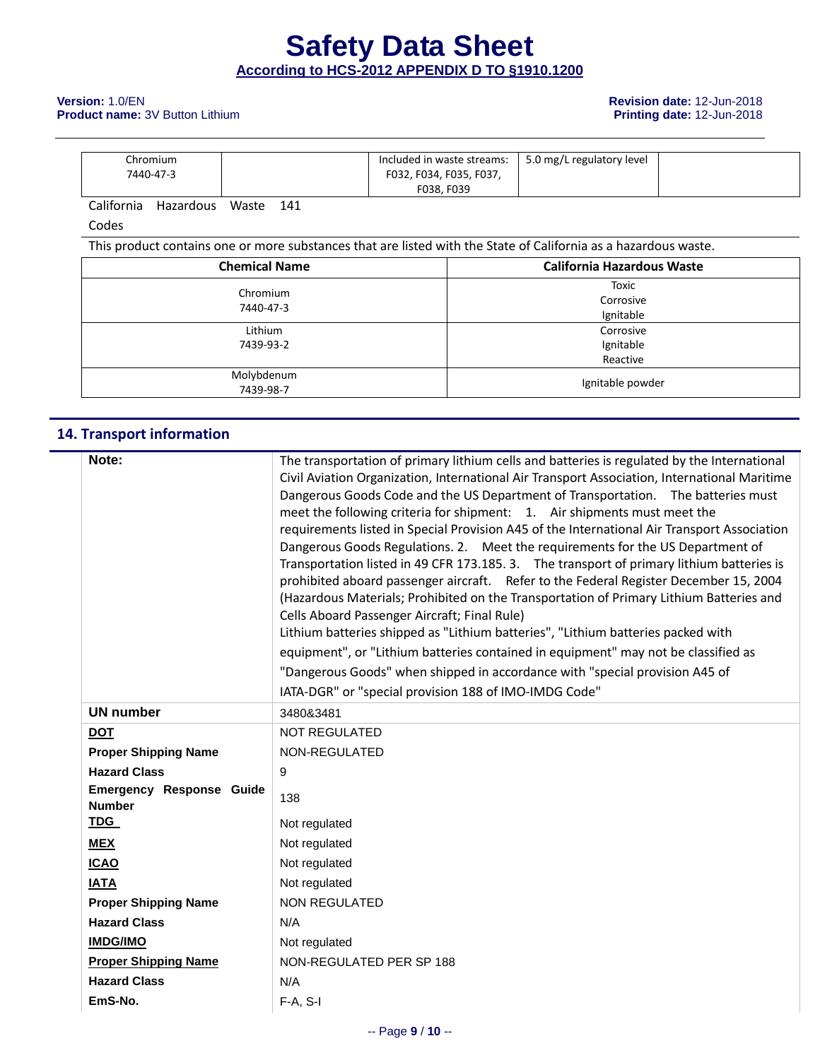| Chromium 7440-47-3 | | Included in waste streams: F032, F034, F035, F037, F038, F039 | 5.0 mg/L regulatory level | |
|---|---|---|---|---|

California Hazardous Waste Codes 141

This product contains one or more substances that are listed with the State of California as a hazardous waste.

| Chemical Name | California Hazardous Waste |
|---|---|
| Chromium 7440-47-3 | Toxic Corrosive Ignitable |
| Lithium 7439-93-2 | Corrosive Ignitable Reactive |
| Molybdenum 7439-98-7 | Ignitable powder |

## 14. Transport information

| | |
|---|---|
| **Note:** | The transportation of primary lithium cells and batteries is regulated by the International Civil Aviation Organization, International Air Transport Association, International Maritime Dangerous Goods Code and the US Department of Transportation. The batteries must meet the following criteria for shipment: 1. Air shipments must meet the requirements listed in Special Provision A45 of the International Air Transport Association Dangerous Goods Regulations. 2. Meet the requirements for the US Department of Transportation listed in 49 CFR 173.185. 3. The transport of primary lithium batteries is prohibited aboard passenger aircraft. Refer to the Federal Register December 15, 2004 (Hazardous Materials; Prohibited on the Transportation of Primary Lithium Batteries and Cells Aboard Passenger Aircraft; Final Rule) Lithium batteries shipped as "Lithium batteries", "Lithium batteries packed with equipment", or "Lithium batteries contained in equipment" may not be classified as "Dangerous Goods" when shipped in accordance with "special provision A45 of IATA-DGR" or "special provision 188 of IMO-IMDG Code" |
| **UN number** | 3480&3481 |
| **DOT** | NOT REGULATED |
| **Proper Shipping Name** | NON-REGULATED |
| **Hazard Class** | 9 |
| **Emergency Response Guide Number** | 138 |
| **TDG** | Not regulated |
| **MEX** | Not regulated |
| **ICAO** | Not regulated |
| **IATA** | Not regulated |
| **Proper Shipping Name** | NON REGULATED |
| **Hazard Class** | N/A |
| **IMDG/IMO** | Not regulated |
| **Proper Shipping Name** | NON-REGULATED PER SP 188 |
| **Hazard Class** | N/A |
| **EmS-No.** | F-A, S-I |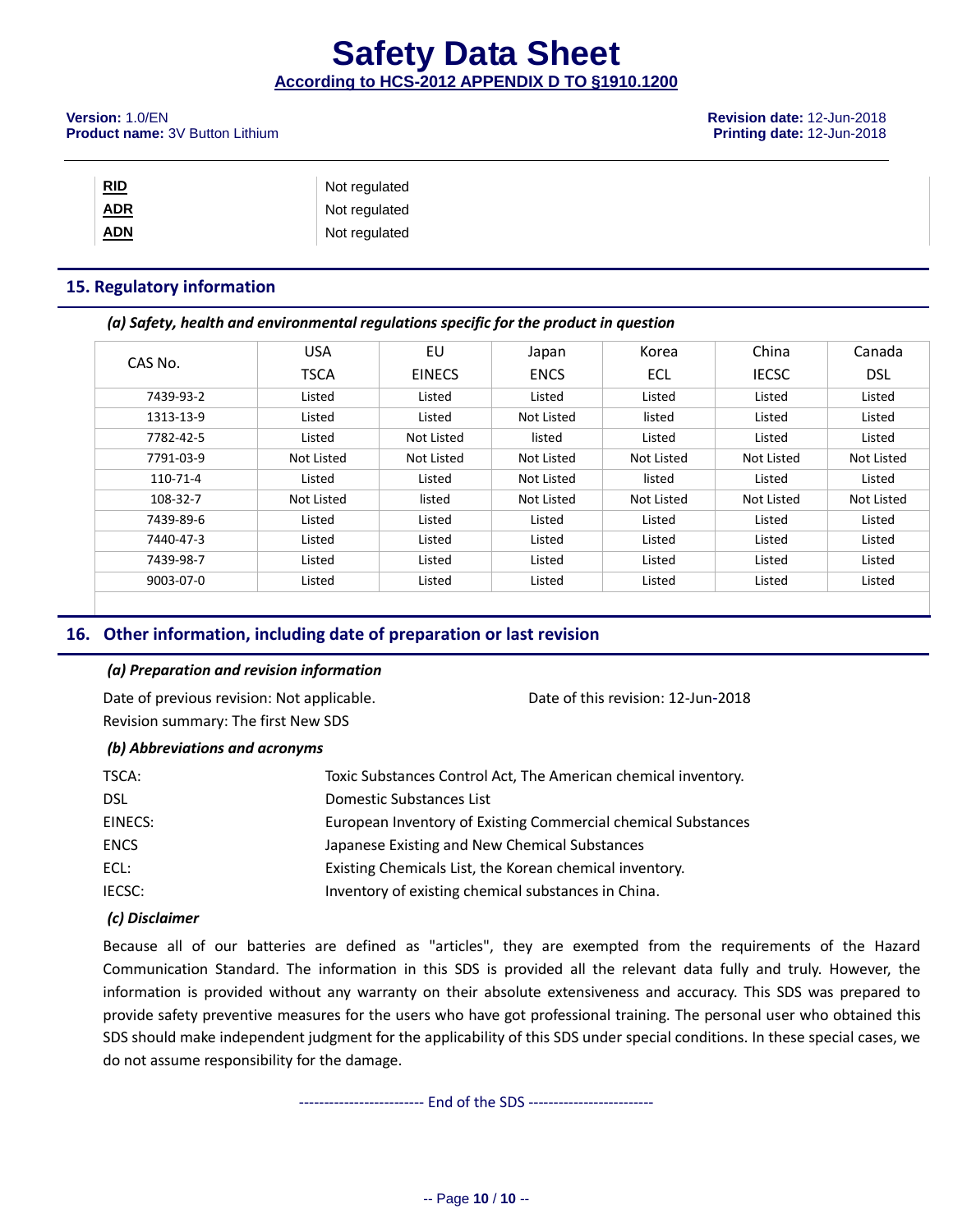| | |
|---|---|
| **RID** | Not regulated |
| **ADR** | Not regulated |
| **ADN** | Not regulated |

## 15. Regulatory information

### *(a) Safety, health and environmental regulations specific for the product in question*

| CAS No. | USA TSCA | EU EINECS | Japan ENCS | Korea ECL | China IECSC | Canada DSL |
|---|---|---|---|---|---|---|
| 7439-93-2 | Listed | Listed | Listed | Listed | Listed | Listed |
| 1313-13-9 | Listed | Listed | Not Listed | listed | Listed | Listed |
| 7782-42-5 | Listed | Not Listed | listed | Listed | Listed | Listed |
| 7791-03-9 | Not Listed | Not Listed | Not Listed | Not Listed | Not Listed | Not Listed |
| 110-71-4 | Listed | Listed | Not Listed | listed | Listed | Listed |
| 108-32-7 | Not Listed | listed | Not Listed | Not Listed | Not Listed | Not Listed |
| 7439-89-6 | Listed | Listed | Listed | Listed | Listed | Listed |
| 7440-47-3 | Listed | Listed | Listed | Listed | Listed | Listed |
| 7439-98-7 | Listed | Listed | Listed | Listed | Listed | Listed |
| 9003-07-0 | Listed | Listed | Listed | Listed | Listed | Listed |

## 16. Other information, including date of preparation or last revision

### *(a) Preparation and revision information*

Date of previous revision: Not applicable. Date of this revision: 12-Jun-2018

Revision summary: The first New SDS

### *(b) Abbreviations and acronyms*

| | |
|---|---|
| TSCA: | Toxic Substances Control Act, The American chemical inventory. |
| DSL | Domestic Substances List |
| EINECS: | European Inventory of Existing Commercial chemical Substances |
| ENCS | Japanese Existing and New Chemical Substances |
| ECL: | Existing Chemicals List, the Korean chemical inventory. |
| IECSC: | Inventory of existing chemical substances in China. |

### *(c) Disclaimer*

Because all of our batteries are defined as "articles", they are exempted from the requirements of the Hazard Communication Standard. The information in this SDS is provided all the relevant data fully and truly. However, the information is provided without any warranty on their absolute extensiveness and accuracy. This SDS was prepared to provide safety preventive measures for the users who have got professional training. The personal user who obtained this SDS should make independent judgment for the applicability of this SDS under special conditions. In these special cases, we do not assume responsibility for the damage.

------------------------- End of the SDS -------------------------